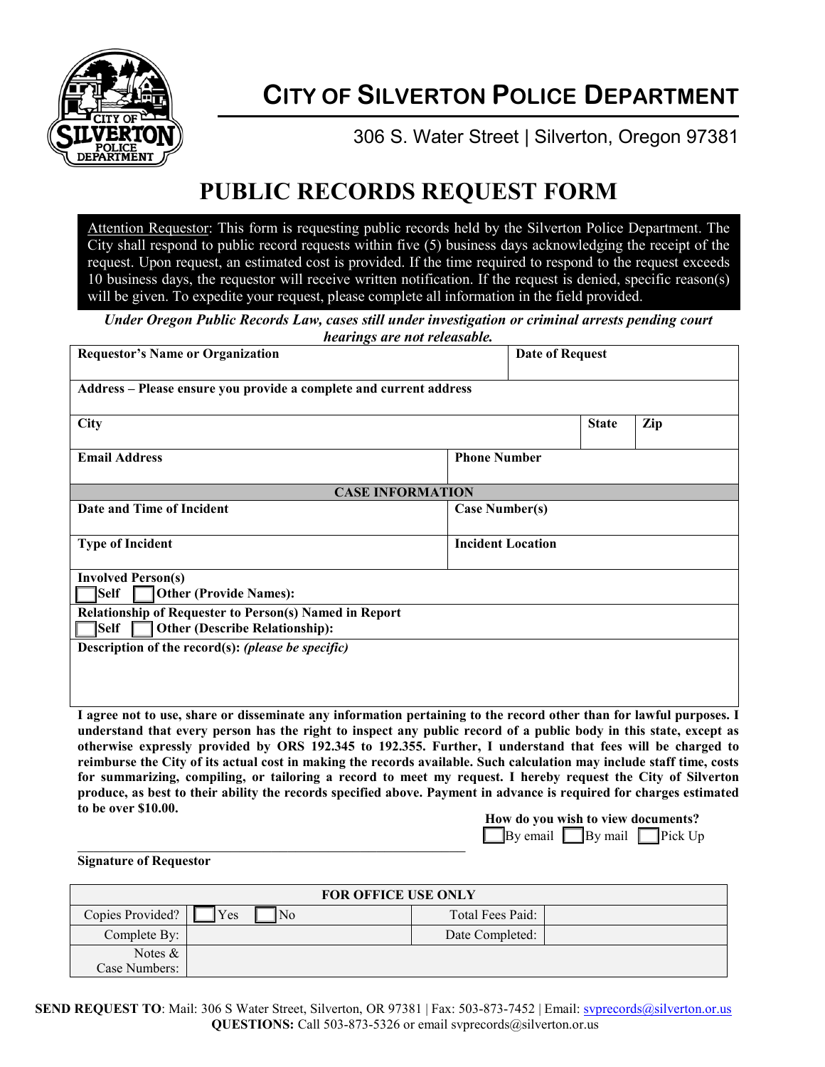# CITY OF SILVERTON POLICE DEPARTMENT

306 S. Water Street | Silverton, Oregon 97381

## PUBLIC RECORDS REQUEST FORM

Attention Requestor: This form is requesting public records held by the Silverton Police Department. The City shall respond to public record requests within five (5) business days acknowledging the receipt of the request. Upon request, an estimated cost is provided. If the time required to respond to the request exceeds 10 business days, the requestor will receive written notification. If the request is denied, specific reason(s) will be given. To expedite your request, please complete all information in the field provided.

***Under Oregon Public Records Law, cases still under investigation or criminal arrests pending court hearings are not releasable.***

| **Requestor's Name or Organization** | | **Date of Request** |
|---|---|---|
| **Address – Please ensure you provide a complete and current address** | | |
| **City** | **State** | **Zip** |
| **Email Address** | **Phone Number** | |

| **CASE INFORMATION** | |
|---|---|
| **Date and Time of Incident** | **Case Number(s)** |
| **Type of Incident** | **Incident Location** |
| **Involved Person(s)** ☐ **Self** ☐ **Other (Provide Names):** | |
| **Relationship of Requester to Person(s) Named in Report** ☐ **Self** ☐ **Other (Describe Relationship):** | |
| **Description of the record(s):** ***(please be specific)*** | |

**I agree not to use, share or disseminate any information pertaining to the record other than for lawful purposes. I understand that every person has the right to inspect any public record of a public body in this state, except as otherwise expressly provided by ORS 192.345 to 192.355. Further, I understand that fees will be charged to reimburse the City of its actual cost in making the records available. Such calculation may include staff time, costs for summarizing, compiling, or tailoring a record to meet my request. I hereby request the City of Silverton produce, as best to their ability the records specified above. Payment in advance is required for charges estimated to be over $10.00.**

**How do you wish to view documents?**
☐ By email ☐ By mail ☐ Pick Up

\_\_\_\_\_\_\_\_\_\_\_\_\_\_\_\_\_\_\_\_\_\_\_\_\_\_\_\_\_\_\_\_\_\_\_\_\_\_\_\_\_\_\_\_\_\_\_\_

**Signature of Requestor**

| **FOR OFFICE USE ONLY** | | | |
|---|---|---|---|
| Copies Provided? | ☐ Yes ☐ No | Total Fees Paid: | |
| Complete By: | | Date Completed: | |
| Notes & Case Numbers: | | | |

**SEND REQUEST TO**: Mail: 306 S Water Street, Silverton, OR 97381 | Fax: 503-873-7452 | Email: svprecords@silverton.or.us
**QUESTIONS:** Call 503-873-5326 or email svprecords@silverton.or.us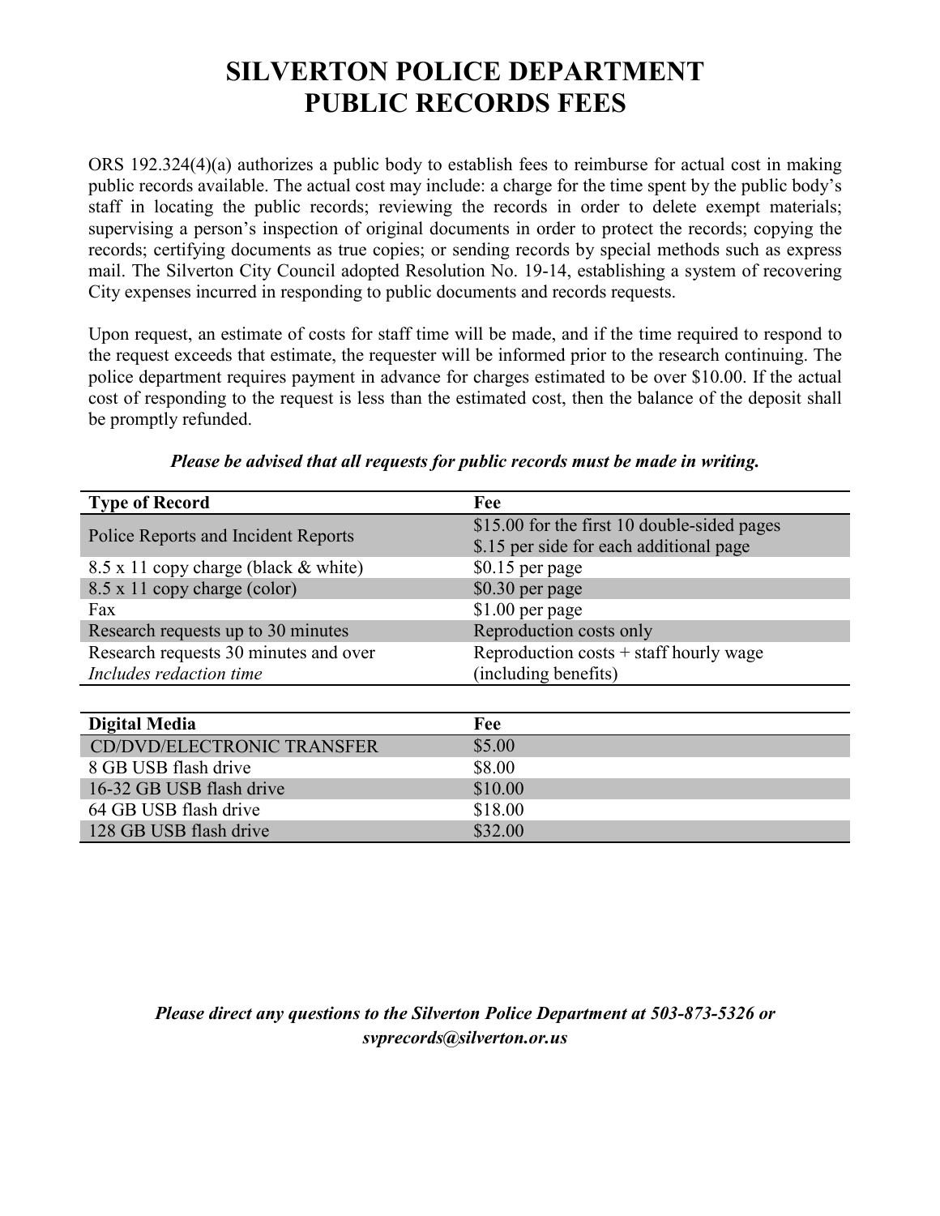# SILVERTON POLICE DEPARTMENT
# PUBLIC RECORDS FEES

ORS 192.324(4)(a) authorizes a public body to establish fees to reimburse for actual cost in making public records available. The actual cost may include: a charge for the time spent by the public body's staff in locating the public records; reviewing the records in order to delete exempt materials; supervising a person's inspection of original documents in order to protect the records; copying the records; certifying documents as true copies; or sending records by special methods such as express mail. The Silverton City Council adopted Resolution No. 19-14, establishing a system of recovering City expenses incurred in responding to public documents and records requests.

Upon request, an estimate of costs for staff time will be made, and if the time required to respond to the request exceeds that estimate, the requester will be informed prior to the research continuing. The police department requires payment in advance for charges estimated to be over $10.00. If the actual cost of responding to the request is less than the estimated cost, then the balance of the deposit shall be promptly refunded.

***Please be advised that all requests for public records must be made in writing.***

| **Type of Record** | **Fee** |
|---|---|
| Police Reports and Incident Reports | $15.00 for the first 10 double-sided pages<br>$.15 per side for each additional page |
| 8.5 x 11 copy charge (black & white) | $0.15 per page |
| 8.5 x 11 copy charge (color) | $0.30 per page |
| Fax | $1.00 per page |
| Research requests up to 30 minutes | Reproduction costs only |
| Research requests 30 minutes and over<br>*Includes redaction time* | Reproduction costs + staff hourly wage (including benefits) |

| **Digital Media** | **Fee** |
|---|---|
| CD/DVD/ELECTRONIC TRANSFER | $5.00 |
| 8 GB USB flash drive | $8.00 |
| 16-32 GB USB flash drive | $10.00 |
| 64 GB USB flash drive | $18.00 |
| 128 GB USB flash drive | $32.00 |

***Please direct any questions to the Silverton Police Department at 503-873-5326 or svprecords@silverton.or.us***